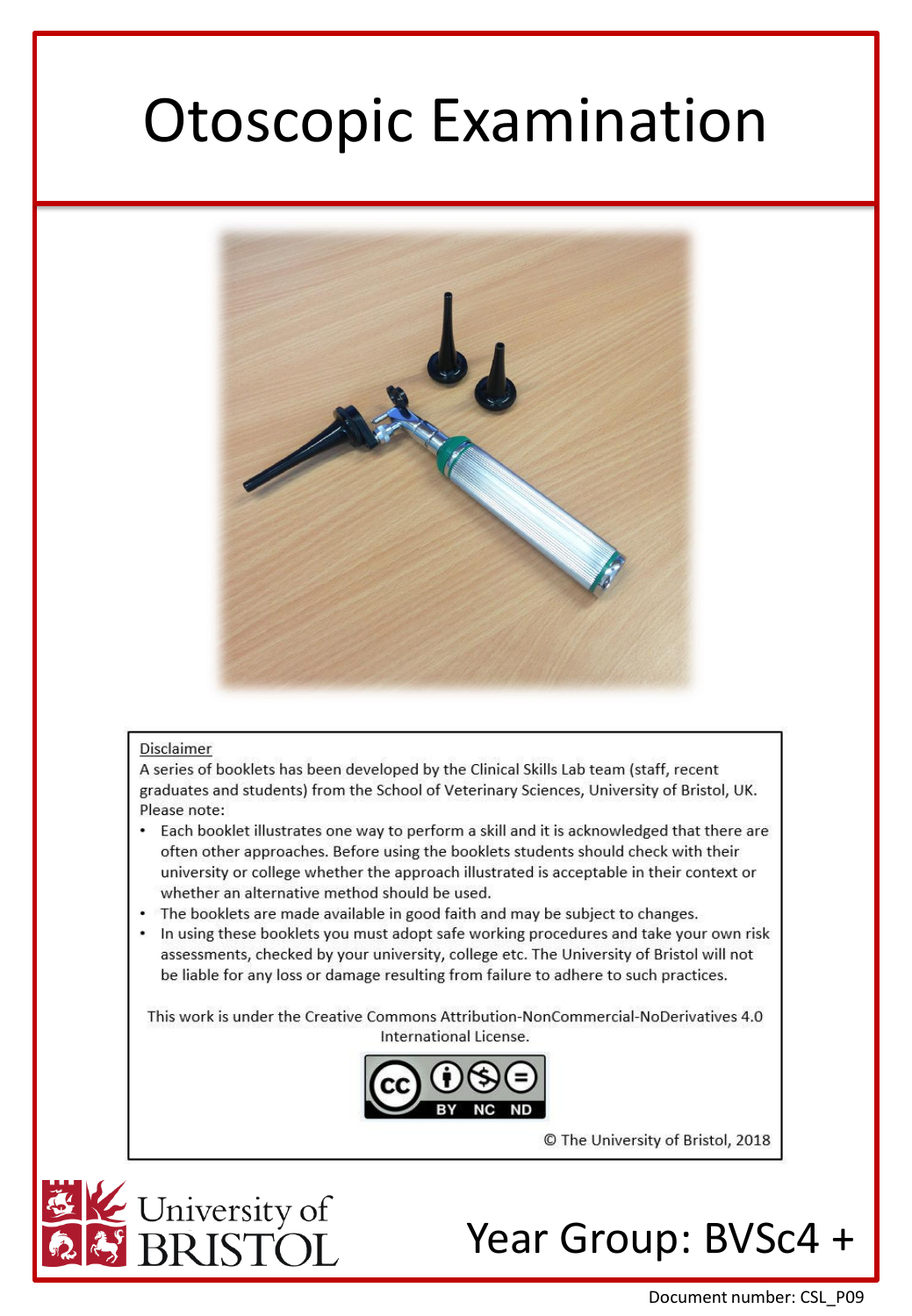# Otoscopic Examination

Disclaimer

A series of booklets has been developed by the Clinical Skills Lab team (staff, recent graduates and students) from the School of Veterinary Sciences, University of Bristol, UK. Please note:

- Each booklet illustrates one way to perform a skill and it is acknowledged that there are often other approaches. Before using the booklets students should check with their university or college whether the approach illustrated is acceptable in their context or whether an alternative method should be used.
- The booklets are made available in good faith and may be subject to changes.
- In using these booklets you must adopt safe working procedures and take your own risk assessments, checked by your university, college etc. The University of Bristol will not be liable for any loss or damage resulting from failure to adhere to such practices.

This work is under the Creative Commons Attribution-NonCommercial-NoDerivatives 4.0 International License.

© The University of Bristol, 2018

University of BRISTOL

Year Group: BVSc4 +

Document number: CSL_P09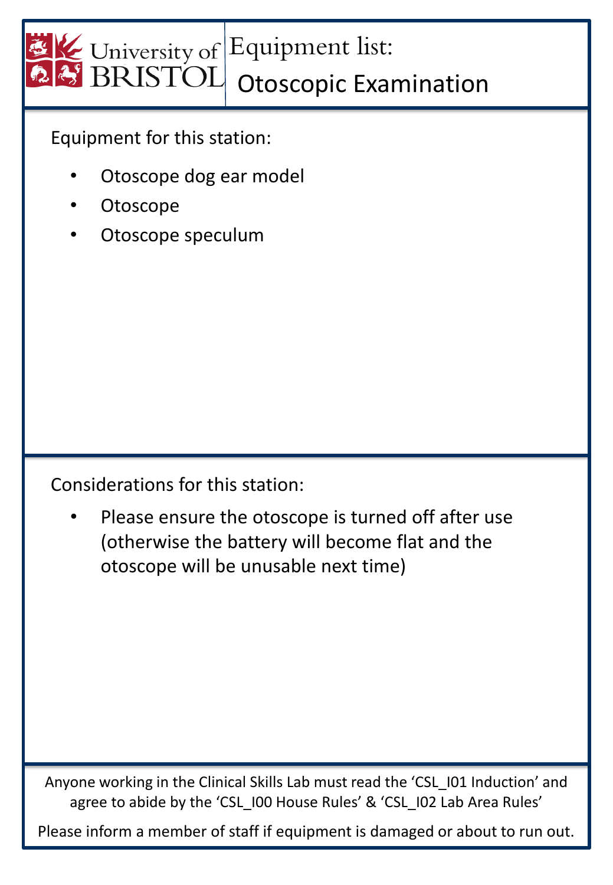University of BRISTOL

# Equipment list: Otoscopic Examination

Equipment for this station:

- Otoscope dog ear model
- Otoscope
- Otoscope speculum

Considerations for this station:

- Please ensure the otoscope is turned off after use (otherwise the battery will become flat and the otoscope will be unusable next time)

Anyone working in the Clinical Skills Lab must read the 'CSL_I01 Induction' and agree to abide by the 'CSL_I00 House Rules' & 'CSL_I02 Lab Area Rules'

Please inform a member of staff if equipment is damaged or about to run out.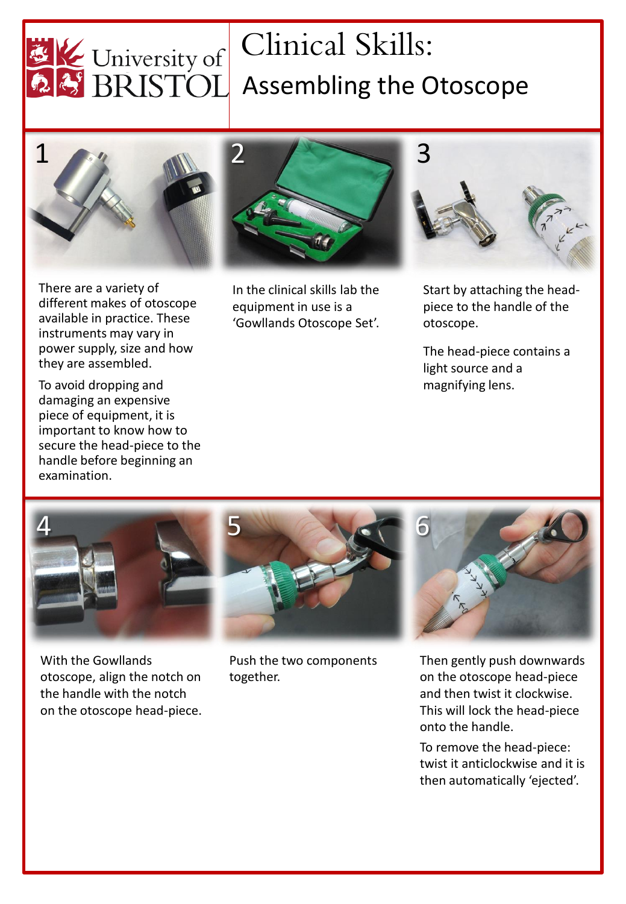University of BRISTOL

# Clinical Skills:

## Assembling the Otoscope

**1**

There are a variety of different makes of otoscope available in practice. These instruments may vary in power supply, size and how they are assembled.

To avoid dropping and damaging an expensive piece of equipment, it is important to know how to secure the head-piece to the handle before beginning an examination.

**2**

In the clinical skills lab the equipment in use is a 'Gowllands Otoscope Set'.

**3**

Start by attaching the head-piece to the handle of the otoscope.

The head-piece contains a light source and a magnifying lens.

**4**

With the Gowllands otoscope, align the notch on the handle with the notch on the otoscope head-piece.

**5**

Push the two components together.

**6**

Then gently push downwards on the otoscope head-piece and then twist it clockwise. This will lock the head-piece onto the handle.

To remove the head-piece: twist it anticlockwise and it is then automatically 'ejected'.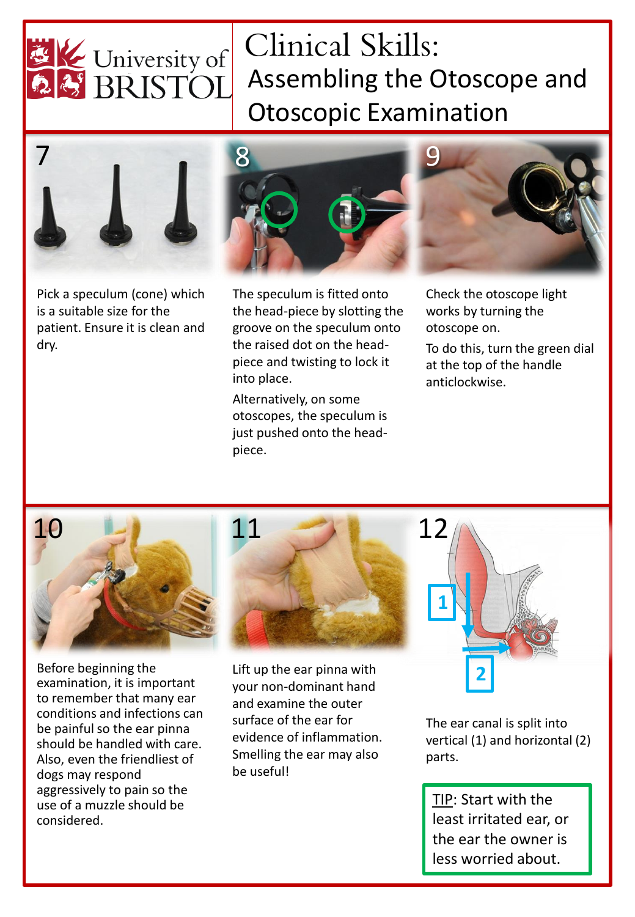# Clinical Skills: Assembling the Otoscope and Otoscopic Examination

**7**

Pick a speculum (cone) which is a suitable size for the patient. Ensure it is clean and dry.

**8**

The speculum is fitted onto the head-piece by slotting the groove on the speculum onto the raised dot on the head-piece and twisting to lock it into place.

Alternatively, on some otoscopes, the speculum is just pushed onto the head-piece.

**9**

Check the otoscope light works by turning the otoscope on.

To do this, turn the green dial at the top of the handle anticlockwise.

**10**

Before beginning the examination, it is important to remember that many ear conditions and infections can be painful so the ear pinna should be handled with care. Also, even the friendliest of dogs may respond aggressively to pain so the use of a muzzle should be considered.

**11**

Lift up the ear pinna with your non-dominant hand and examine the outer surface of the ear for evidence of inflammation. Smelling the ear may also be useful!

**12**

1

2

The ear canal is split into vertical (1) and horizontal (2) parts.

TIP: Start with the least irritated ear, or the ear the owner is less worried about.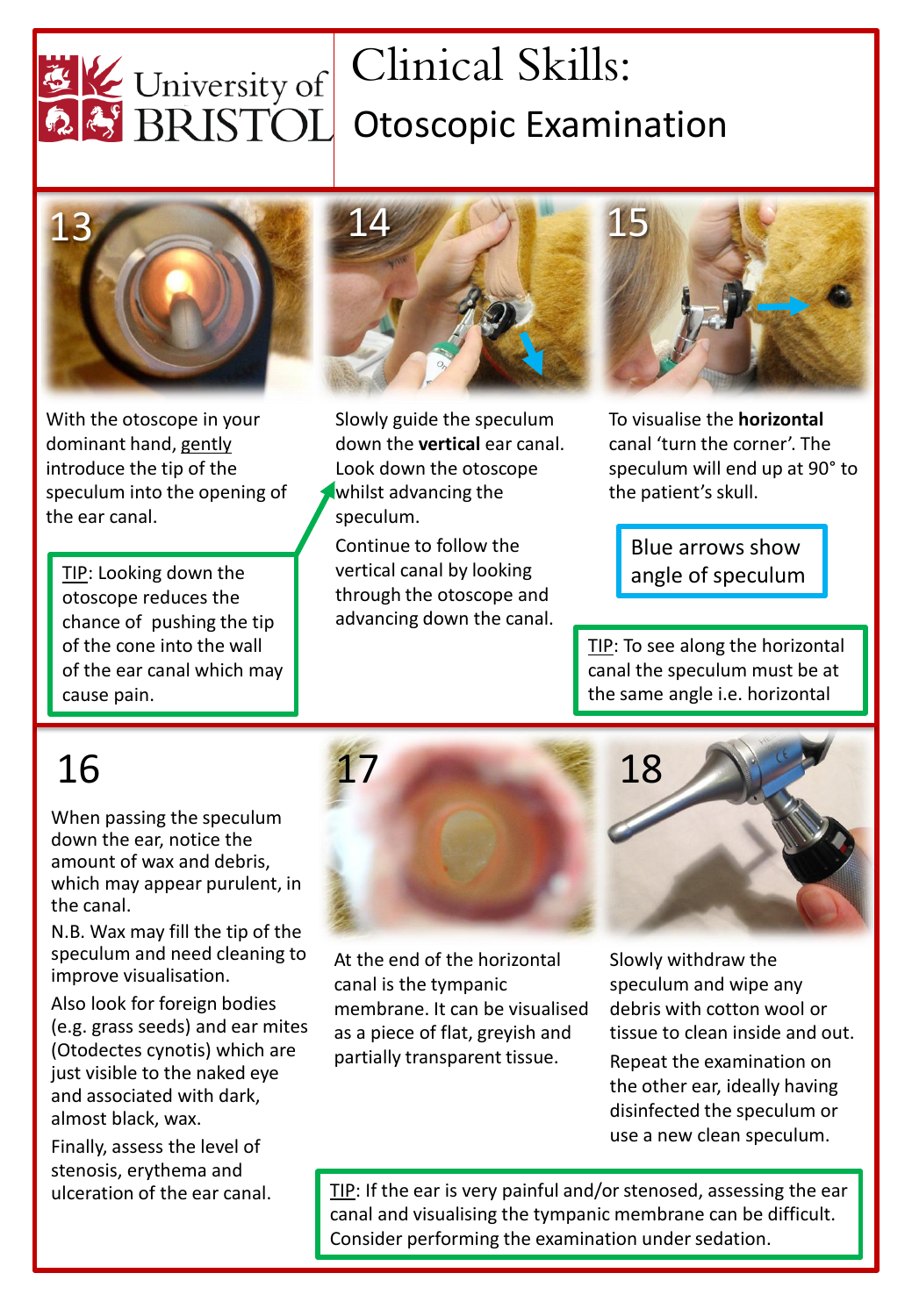# Clinical Skills: Otoscopic Examination

University of BRISTOL

## 13

With the otoscope in your dominant hand, gently introduce the tip of the speculum into the opening of the ear canal.

TIP: Looking down the otoscope reduces the chance of pushing the tip of the cone into the wall of the ear canal which may cause pain.

## 14

Slowly guide the speculum down the **vertical** ear canal. Look down the otoscope whilst advancing the speculum.

Continue to follow the vertical canal by looking through the otoscope and advancing down the canal.

## 15

To visualise the **horizontal** canal 'turn the corner'. The speculum will end up at 90° to the patient's skull.

Blue arrows show angle of speculum

TIP: To see along the horizontal canal the speculum must be at the same angle i.e. horizontal

## 16

When passing the speculum down the ear, notice the amount of wax and debris, which may appear purulent, in the canal.

N.B. Wax may fill the tip of the speculum and need cleaning to improve visualisation.

Also look for foreign bodies (e.g. grass seeds) and ear mites (Otodectes cynotis) which are just visible to the naked eye and associated with dark, almost black, wax.

Finally, assess the level of stenosis, erythema and ulceration of the ear canal.

## 17

At the end of the horizontal canal is the tympanic membrane. It can be visualised as a piece of flat, greyish and partially transparent tissue.

## 18

Slowly withdraw the speculum and wipe any debris with cotton wool or tissue to clean inside and out.

Repeat the examination on the other ear, ideally having disinfected the speculum or use a new clean speculum.

TIP: If the ear is very painful and/or stenosed, assessing the ear canal and visualising the tympanic membrane can be difficult. Consider performing the examination under sedation.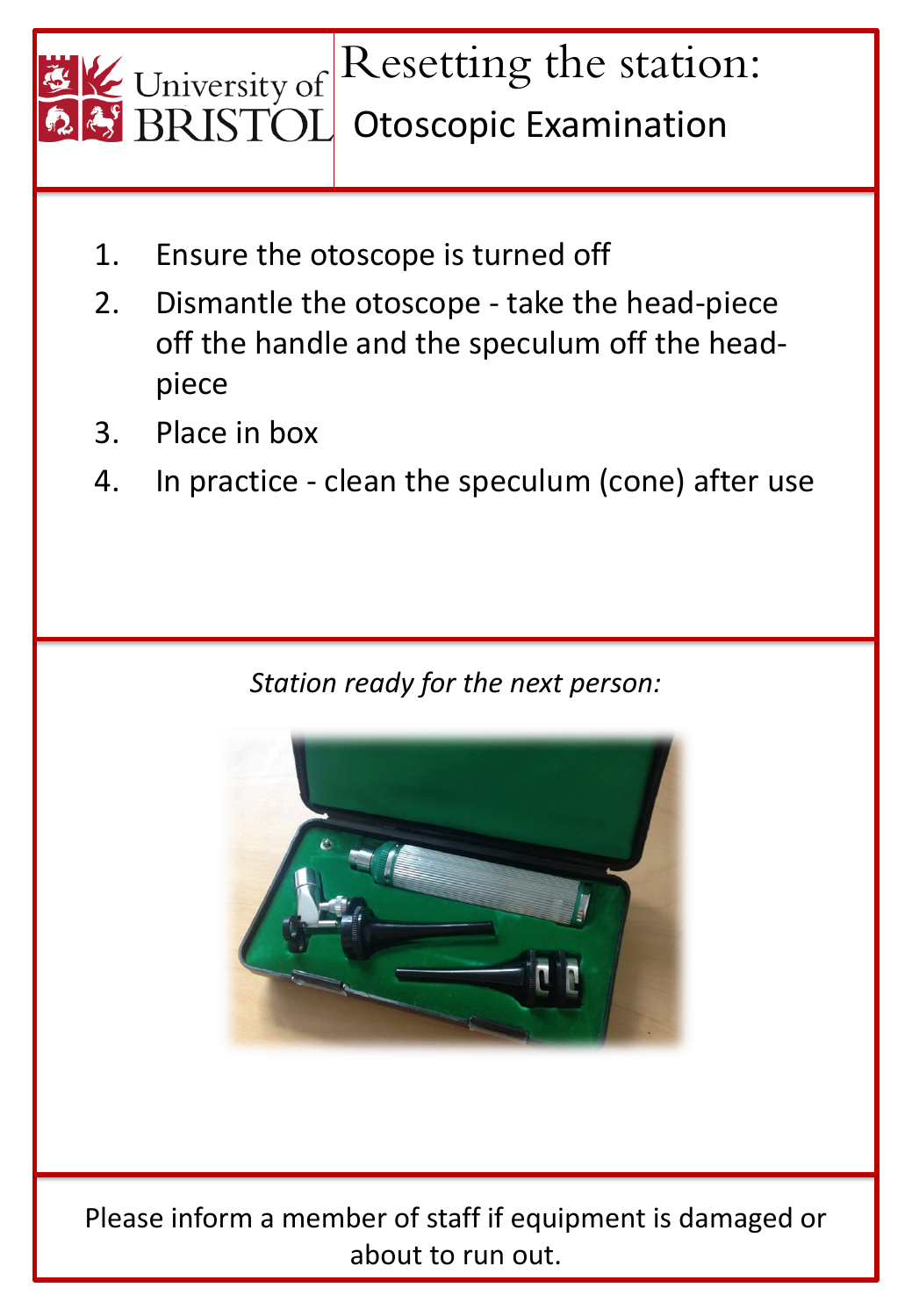University of BRISTOL

# Resetting the station:

## Otoscopic Examination

1. Ensure the otoscope is turned off
2. Dismantle the otoscope - take the head-piece off the handle and the speculum off the head-piece
3. Place in box
4. In practice - clean the speculum (cone) after use

*Station ready for the next person:*

Please inform a member of staff if equipment is damaged or about to run out.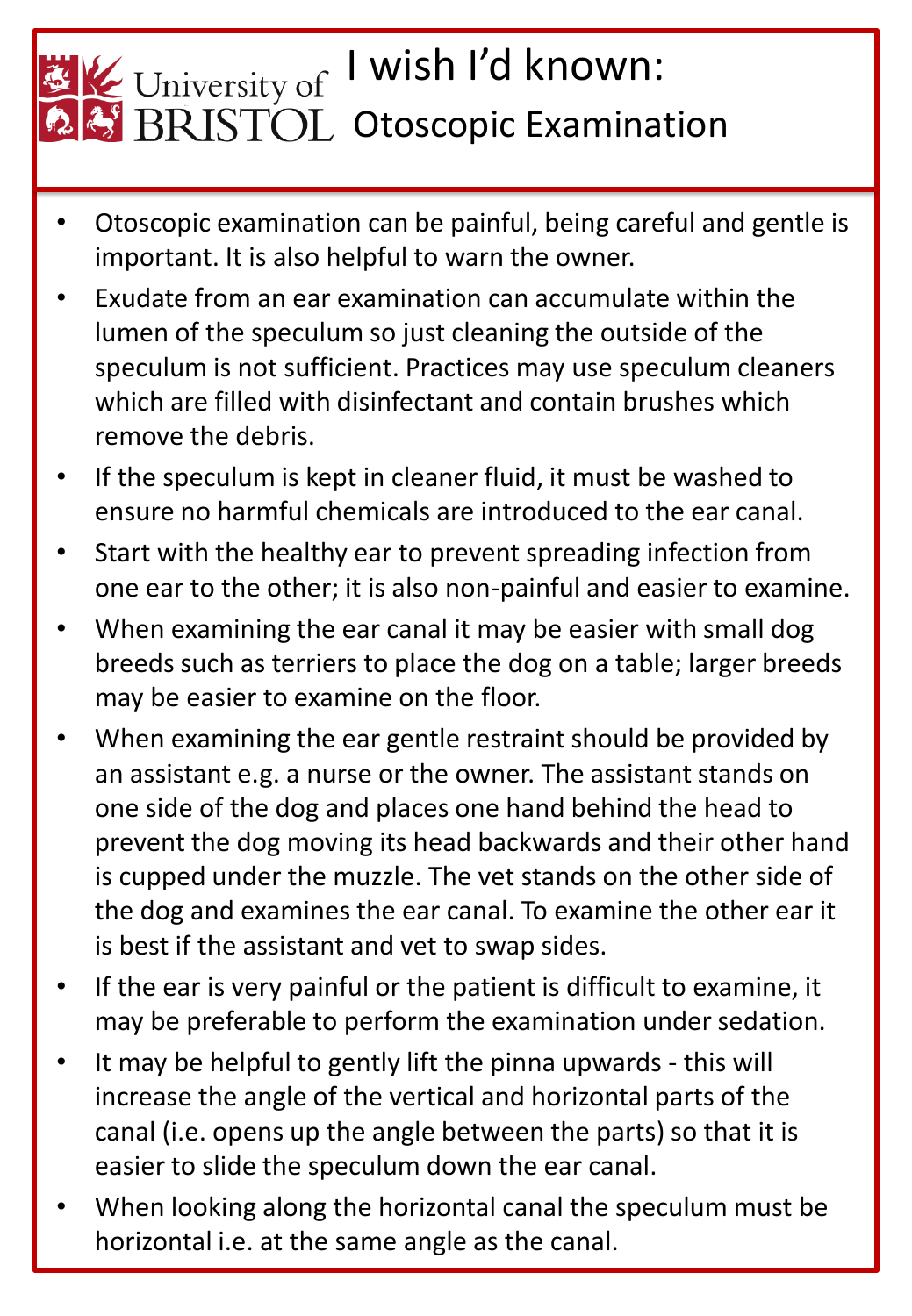# I wish I'd known: Otoscopic Examination

- Otoscopic examination can be painful, being careful and gentle is important. It is also helpful to warn the owner.
- Exudate from an ear examination can accumulate within the lumen of the speculum so just cleaning the outside of the speculum is not sufficient. Practices may use speculum cleaners which are filled with disinfectant and contain brushes which remove the debris.
- If the speculum is kept in cleaner fluid, it must be washed to ensure no harmful chemicals are introduced to the ear canal.
- Start with the healthy ear to prevent spreading infection from one ear to the other; it is also non-painful and easier to examine.
- When examining the ear canal it may be easier with small dog breeds such as terriers to place the dog on a table; larger breeds may be easier to examine on the floor.
- When examining the ear gentle restraint should be provided by an assistant e.g. a nurse or the owner. The assistant stands on one side of the dog and places one hand behind the head to prevent the dog moving its head backwards and their other hand is cupped under the muzzle. The vet stands on the other side of the dog and examines the ear canal. To examine the other ear it is best if the assistant and vet to swap sides.
- If the ear is very painful or the patient is difficult to examine, it may be preferable to perform the examination under sedation.
- It may be helpful to gently lift the pinna upwards - this will increase the angle of the vertical and horizontal parts of the canal (i.e. opens up the angle between the parts) so that it is easier to slide the speculum down the ear canal.
- When looking along the horizontal canal the speculum must be horizontal i.e. at the same angle as the canal.